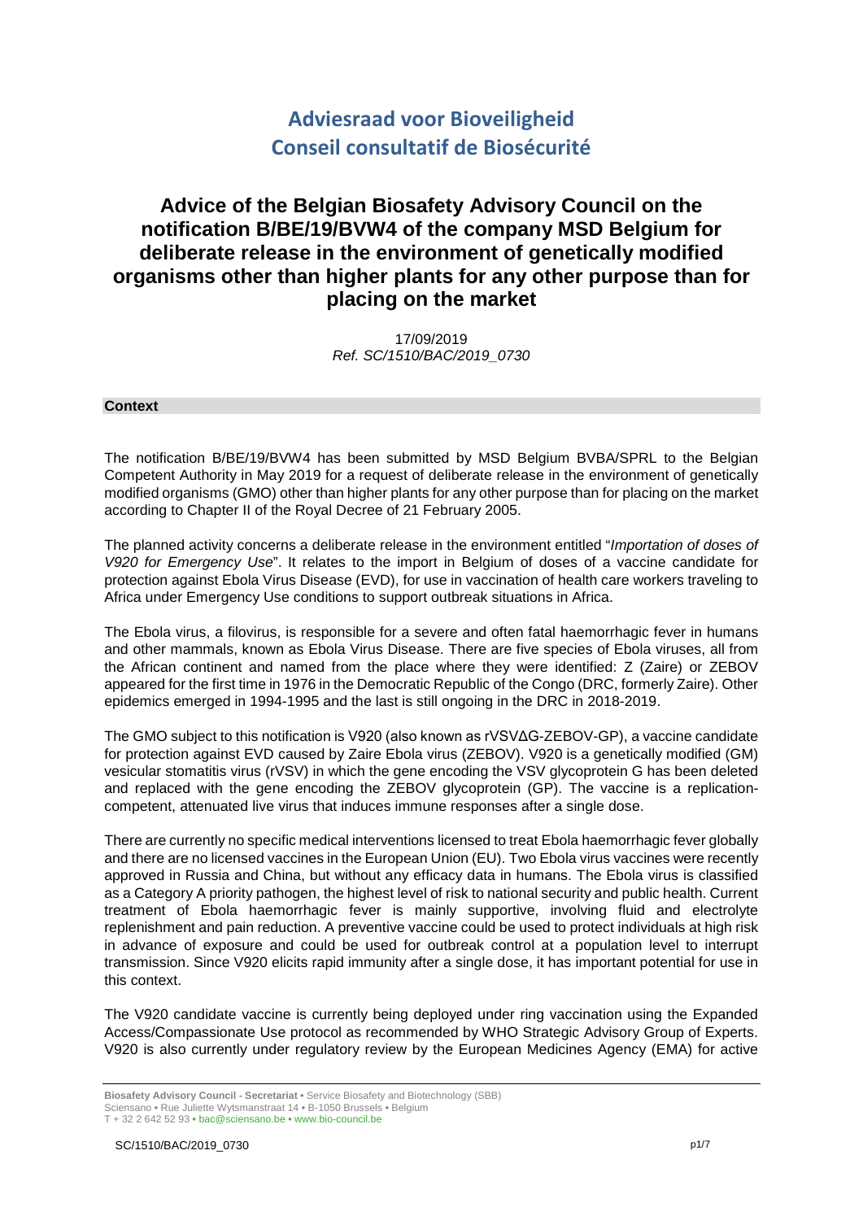# Adviesraad voor Bioveiligheid
# Conseil consultatif de Biosécurité

## Advice of the Belgian Biosafety Advisory Council on the notification B/BE/19/BVW4 of the company MSD Belgium for deliberate release in the environment of genetically modified organisms other than higher plants for any other purpose than for placing on the market

17/09/2019
*Ref. SC/1510/BAC/2019_0730*

### Context

The notification B/BE/19/BVW4 has been submitted by MSD Belgium BVBA/SPRL to the Belgian Competent Authority in May 2019 for a request of deliberate release in the environment of genetically modified organisms (GMO) other than higher plants for any other purpose than for placing on the market according to Chapter II of the Royal Decree of 21 February 2005.

The planned activity concerns a deliberate release in the environment entitled "*Importation of doses of V920 for Emergency Use*". It relates to the import in Belgium of doses of a vaccine candidate for protection against Ebola Virus Disease (EVD), for use in vaccination of health care workers traveling to Africa under Emergency Use conditions to support outbreak situations in Africa.

The Ebola virus, a filovirus, is responsible for a severe and often fatal haemorrhagic fever in humans and other mammals, known as Ebola Virus Disease. There are five species of Ebola viruses, all from the African continent and named from the place where they were identified: Z (Zaire) or ZEBOV appeared for the first time in 1976 in the Democratic Republic of the Congo (DRC, formerly Zaire). Other epidemics emerged in 1994-1995 and the last is still ongoing in the DRC in 2018-2019.

The GMO subject to this notification is V920 (also known as rVSVΔG-ZEBOV-GP), a vaccine candidate for protection against EVD caused by Zaire Ebola virus (ZEBOV). V920 is a genetically modified (GM) vesicular stomatitis virus (rVSV) in which the gene encoding the VSV glycoprotein G has been deleted and replaced with the gene encoding the ZEBOV glycoprotein (GP). The vaccine is a replication-competent, attenuated live virus that induces immune responses after a single dose.

There are currently no specific medical interventions licensed to treat Ebola haemorrhagic fever globally and there are no licensed vaccines in the European Union (EU). Two Ebola virus vaccines were recently approved in Russia and China, but without any efficacy data in humans. The Ebola virus is classified as a Category A priority pathogen, the highest level of risk to national security and public health. Current treatment of Ebola haemorrhagic fever is mainly supportive, involving fluid and electrolyte replenishment and pain reduction. A preventive vaccine could be used to protect individuals at high risk in advance of exposure and could be used for outbreak control at a population level to interrupt transmission. Since V920 elicits rapid immunity after a single dose, it has important potential for use in this context.

The V920 candidate vaccine is currently being deployed under ring vaccination using the Expanded Access/Compassionate Use protocol as recommended by WHO Strategic Advisory Group of Experts. V920 is also currently under regulatory review by the European Medicines Agency (EMA) for active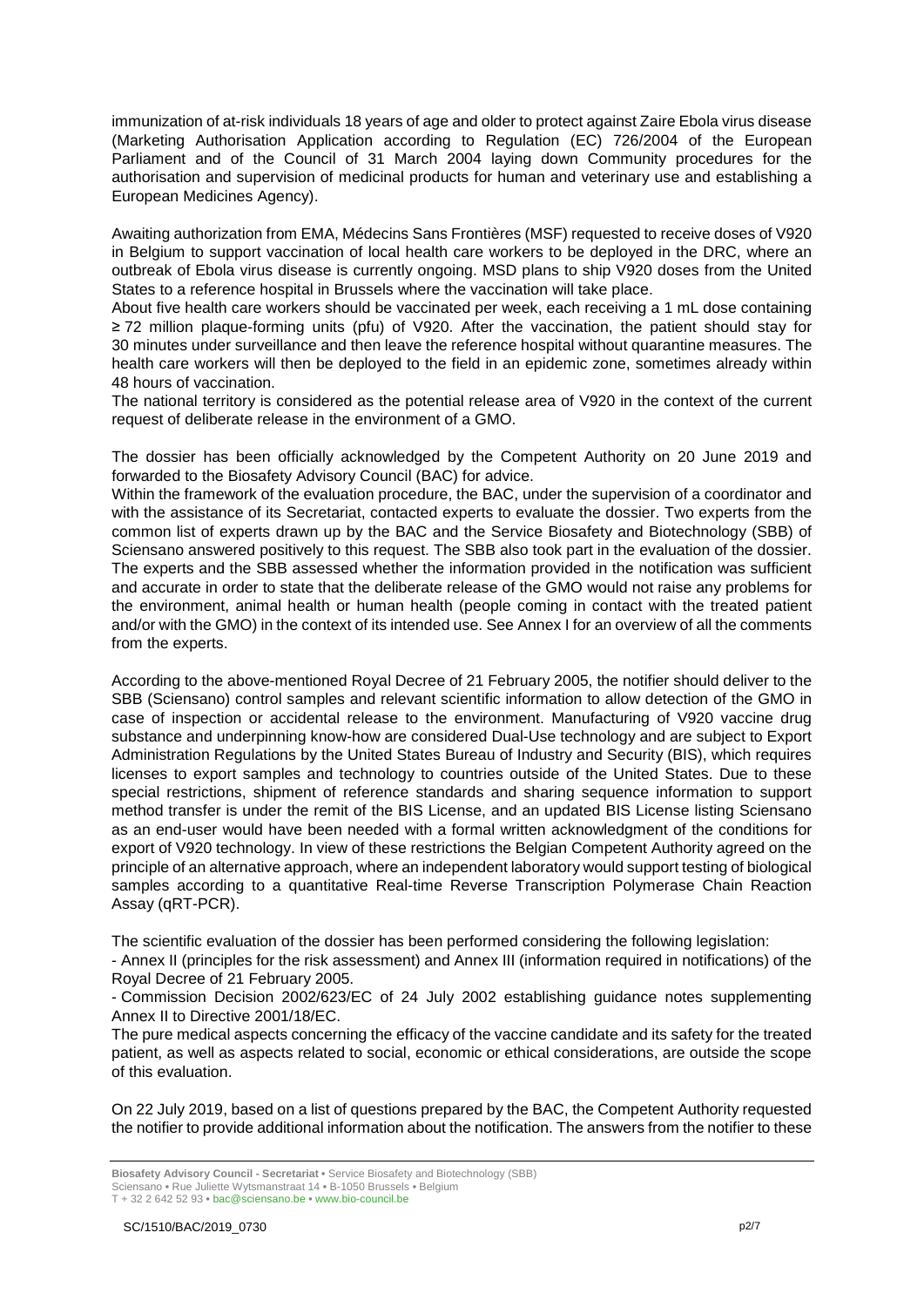immunization of at-risk individuals 18 years of age and older to protect against Zaire Ebola virus disease (Marketing Authorisation Application according to Regulation (EC) 726/2004 of the European Parliament and of the Council of 31 March 2004 laying down Community procedures for the authorisation and supervision of medicinal products for human and veterinary use and establishing a European Medicines Agency).

Awaiting authorization from EMA, Médecins Sans Frontières (MSF) requested to receive doses of V920 in Belgium to support vaccination of local health care workers to be deployed in the DRC, where an outbreak of Ebola virus disease is currently ongoing. MSD plans to ship V920 doses from the United States to a reference hospital in Brussels where the vaccination will take place.

About five health care workers should be vaccinated per week, each receiving a 1 mL dose containing ≥ 72 million plaque-forming units (pfu) of V920. After the vaccination, the patient should stay for 30 minutes under surveillance and then leave the reference hospital without quarantine measures. The health care workers will then be deployed to the field in an epidemic zone, sometimes already within 48 hours of vaccination.

The national territory is considered as the potential release area of V920 in the context of the current request of deliberate release in the environment of a GMO.

The dossier has been officially acknowledged by the Competent Authority on 20 June 2019 and forwarded to the Biosafety Advisory Council (BAC) for advice.

Within the framework of the evaluation procedure, the BAC, under the supervision of a coordinator and with the assistance of its Secretariat, contacted experts to evaluate the dossier. Two experts from the common list of experts drawn up by the BAC and the Service Biosafety and Biotechnology (SBB) of Sciensano answered positively to this request. The SBB also took part in the evaluation of the dossier. The experts and the SBB assessed whether the information provided in the notification was sufficient and accurate in order to state that the deliberate release of the GMO would not raise any problems for the environment, animal health or human health (people coming in contact with the treated patient and/or with the GMO) in the context of its intended use. See Annex I for an overview of all the comments from the experts.

According to the above-mentioned Royal Decree of 21 February 2005, the notifier should deliver to the SBB (Sciensano) control samples and relevant scientific information to allow detection of the GMO in case of inspection or accidental release to the environment. Manufacturing of V920 vaccine drug substance and underpinning know-how are considered Dual-Use technology and are subject to Export Administration Regulations by the United States Bureau of Industry and Security (BIS), which requires licenses to export samples and technology to countries outside of the United States. Due to these special restrictions, shipment of reference standards and sharing sequence information to support method transfer is under the remit of the BIS License, and an updated BIS License listing Sciensano as an end-user would have been needed with a formal written acknowledgment of the conditions for export of V920 technology. In view of these restrictions the Belgian Competent Authority agreed on the principle of an alternative approach, where an independent laboratory would support testing of biological samples according to a quantitative Real-time Reverse Transcription Polymerase Chain Reaction Assay (qRT-PCR).

The scientific evaluation of the dossier has been performed considering the following legislation:

- Annex II (principles for the risk assessment) and Annex III (information required in notifications) of the Royal Decree of 21 February 2005.
- Commission Decision 2002/623/EC of 24 July 2002 establishing guidance notes supplementing Annex II to Directive 2001/18/EC.

The pure medical aspects concerning the efficacy of the vaccine candidate and its safety for the treated patient, as well as aspects related to social, economic or ethical considerations, are outside the scope of this evaluation.

On 22 July 2019, based on a list of questions prepared by the BAC, the Competent Authority requested the notifier to provide additional information about the notification. The answers from the notifier to these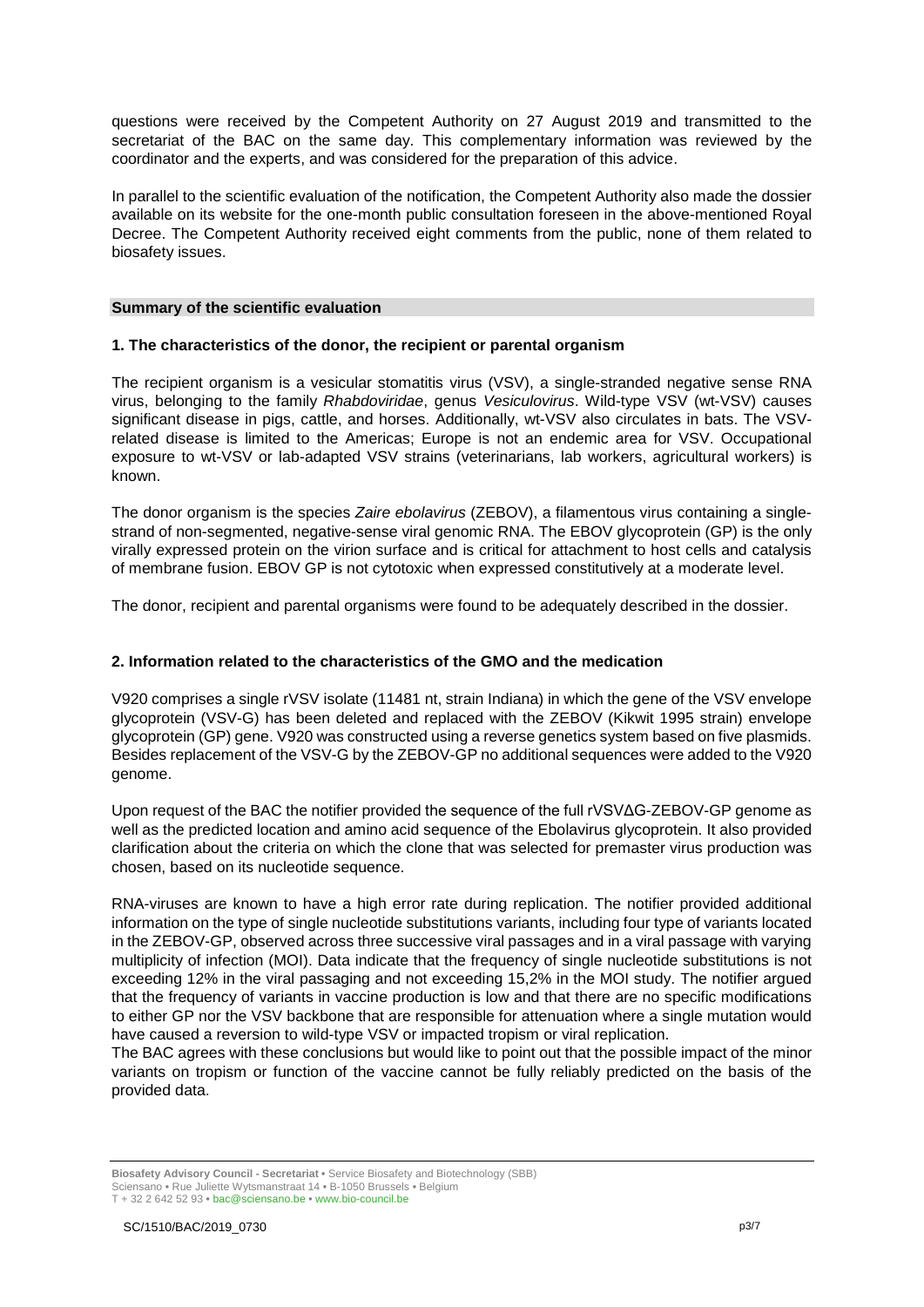questions were received by the Competent Authority on 27 August 2019 and transmitted to the secretariat of the BAC on the same day. This complementary information was reviewed by the coordinator and the experts, and was considered for the preparation of this advice.

In parallel to the scientific evaluation of the notification, the Competent Authority also made the dossier available on its website for the one-month public consultation foreseen in the above-mentioned Royal Decree. The Competent Authority received eight comments from the public, none of them related to biosafety issues.

## Summary of the scientific evaluation

### 1. The characteristics of the donor, the recipient or parental organism

The recipient organism is a vesicular stomatitis virus (VSV), a single-stranded negative sense RNA virus, belonging to the family *Rhabdoviridae*, genus *Vesiculovirus*. Wild-type VSV (wt-VSV) causes significant disease in pigs, cattle, and horses. Additionally, wt-VSV also circulates in bats. The VSV-related disease is limited to the Americas; Europe is not an endemic area for VSV. Occupational exposure to wt-VSV or lab-adapted VSV strains (veterinarians, lab workers, agricultural workers) is known.

The donor organism is the species *Zaire ebolavirus* (ZEBOV), a filamentous virus containing a single-strand of non-segmented, negative-sense viral genomic RNA. The EBOV glycoprotein (GP) is the only virally expressed protein on the virion surface and is critical for attachment to host cells and catalysis of membrane fusion. EBOV GP is not cytotoxic when expressed constitutively at a moderate level.

The donor, recipient and parental organisms were found to be adequately described in the dossier.

### 2. Information related to the characteristics of the GMO and the medication

V920 comprises a single rVSV isolate (11481 nt, strain Indiana) in which the gene of the VSV envelope glycoprotein (VSV-G) has been deleted and replaced with the ZEBOV (Kikwit 1995 strain) envelope glycoprotein (GP) gene. V920 was constructed using a reverse genetics system based on five plasmids. Besides replacement of the VSV-G by the ZEBOV-GP no additional sequences were added to the V920 genome.

Upon request of the BAC the notifier provided the sequence of the full rVSVΔG-ZEBOV-GP genome as well as the predicted location and amino acid sequence of the Ebolavirus glycoprotein. It also provided clarification about the criteria on which the clone that was selected for premaster virus production was chosen, based on its nucleotide sequence.

RNA-viruses are known to have a high error rate during replication. The notifier provided additional information on the type of single nucleotide substitutions variants, including four type of variants located in the ZEBOV-GP, observed across three successive viral passages and in a viral passage with varying multiplicity of infection (MOI). Data indicate that the frequency of single nucleotide substitutions is not exceeding 12% in the viral passaging and not exceeding 15,2% in the MOI study. The notifier argued that the frequency of variants in vaccine production is low and that there are no specific modifications to either GP nor the VSV backbone that are responsible for attenuation where a single mutation would have caused a reversion to wild-type VSV or impacted tropism or viral replication.

The BAC agrees with these conclusions but would like to point out that the possible impact of the minor variants on tropism or function of the vaccine cannot be fully reliably predicted on the basis of the provided data.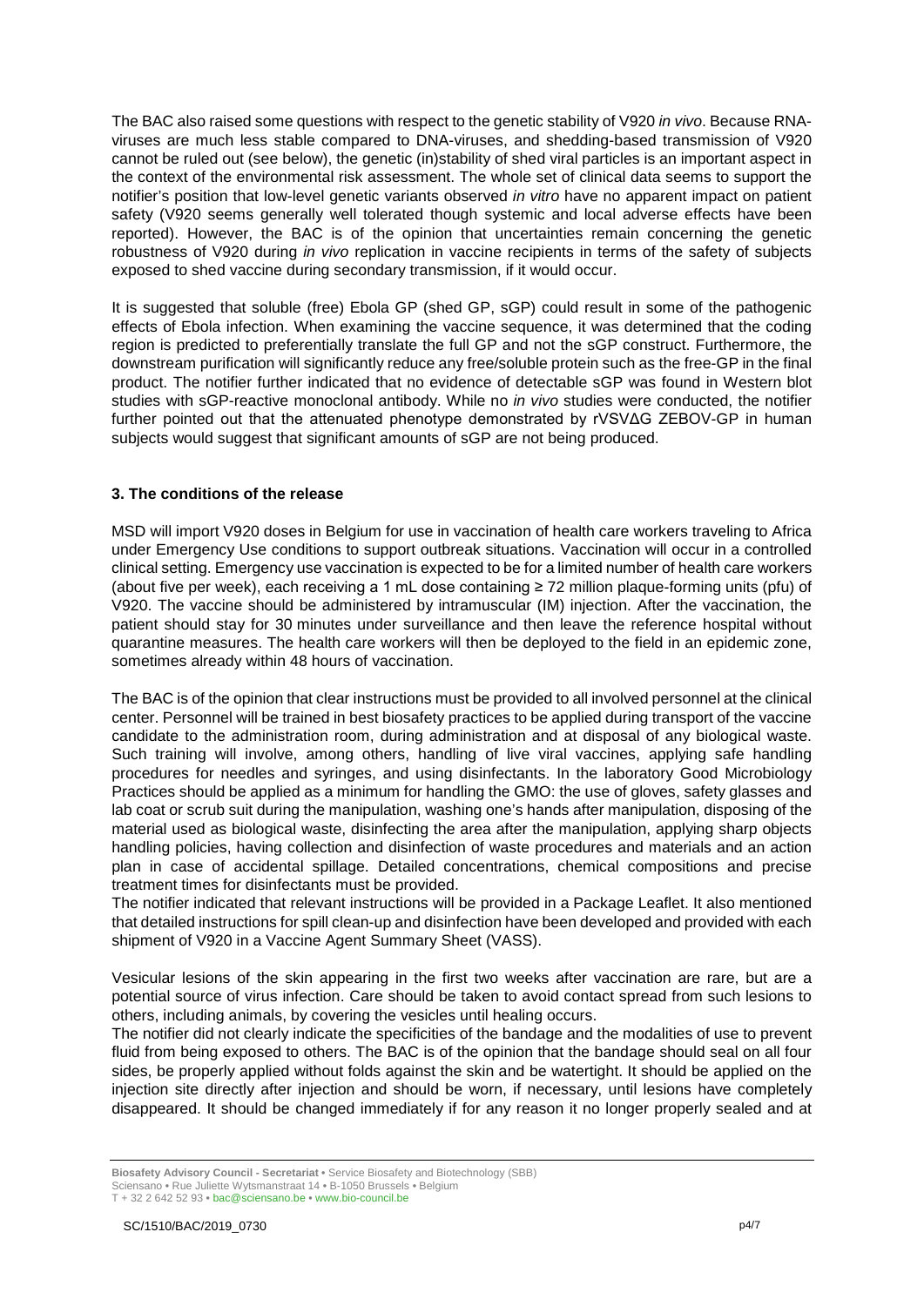The BAC also raised some questions with respect to the genetic stability of V920 *in vivo*. Because RNA-viruses are much less stable compared to DNA-viruses, and shedding-based transmission of V920 cannot be ruled out (see below), the genetic (in)stability of shed viral particles is an important aspect in the context of the environmental risk assessment. The whole set of clinical data seems to support the notifier's position that low-level genetic variants observed *in vitro* have no apparent impact on patient safety (V920 seems generally well tolerated though systemic and local adverse effects have been reported). However, the BAC is of the opinion that uncertainties remain concerning the genetic robustness of V920 during *in vivo* replication in vaccine recipients in terms of the safety of subjects exposed to shed vaccine during secondary transmission, if it would occur.

It is suggested that soluble (free) Ebola GP (shed GP, sGP) could result in some of the pathogenic effects of Ebola infection. When examining the vaccine sequence, it was determined that the coding region is predicted to preferentially translate the full GP and not the sGP construct. Furthermore, the downstream purification will significantly reduce any free/soluble protein such as the free-GP in the final product. The notifier further indicated that no evidence of detectable sGP was found in Western blot studies with sGP-reactive monoclonal antibody. While no *in vivo* studies were conducted, the notifier further pointed out that the attenuated phenotype demonstrated by rVSVΔG ZEBOV-GP in human subjects would suggest that significant amounts of sGP are not being produced.

### 3. The conditions of the release

MSD will import V920 doses in Belgium for use in vaccination of health care workers traveling to Africa under Emergency Use conditions to support outbreak situations. Vaccination will occur in a controlled clinical setting. Emergency use vaccination is expected to be for a limited number of health care workers (about five per week), each receiving a 1 mL dose containing ≥ 72 million plaque-forming units (pfu) of V920. The vaccine should be administered by intramuscular (IM) injection. After the vaccination, the patient should stay for 30 minutes under surveillance and then leave the reference hospital without quarantine measures. The health care workers will then be deployed to the field in an epidemic zone, sometimes already within 48 hours of vaccination.

The BAC is of the opinion that clear instructions must be provided to all involved personnel at the clinical center. Personnel will be trained in best biosafety practices to be applied during transport of the vaccine candidate to the administration room, during administration and at disposal of any biological waste. Such training will involve, among others, handling of live viral vaccines, applying safe handling procedures for needles and syringes, and using disinfectants. In the laboratory Good Microbiology Practices should be applied as a minimum for handling the GMO: the use of gloves, safety glasses and lab coat or scrub suit during the manipulation, washing one's hands after manipulation, disposing of the material used as biological waste, disinfecting the area after the manipulation, applying sharp objects handling policies, having collection and disinfection of waste procedures and materials and an action plan in case of accidental spillage. Detailed concentrations, chemical compositions and precise treatment times for disinfectants must be provided.
The notifier indicated that relevant instructions will be provided in a Package Leaflet. It also mentioned that detailed instructions for spill clean-up and disinfection have been developed and provided with each shipment of V920 in a Vaccine Agent Summary Sheet (VASS).

Vesicular lesions of the skin appearing in the first two weeks after vaccination are rare, but are a potential source of virus infection. Care should be taken to avoid contact spread from such lesions to others, including animals, by covering the vesicles until healing occurs.
The notifier did not clearly indicate the specificities of the bandage and the modalities of use to prevent fluid from being exposed to others. The BAC is of the opinion that the bandage should seal on all four sides, be properly applied without folds against the skin and be watertight. It should be applied on the injection site directly after injection and should be worn, if necessary, until lesions have completely disappeared. It should be changed immediately if for any reason it no longer properly sealed and at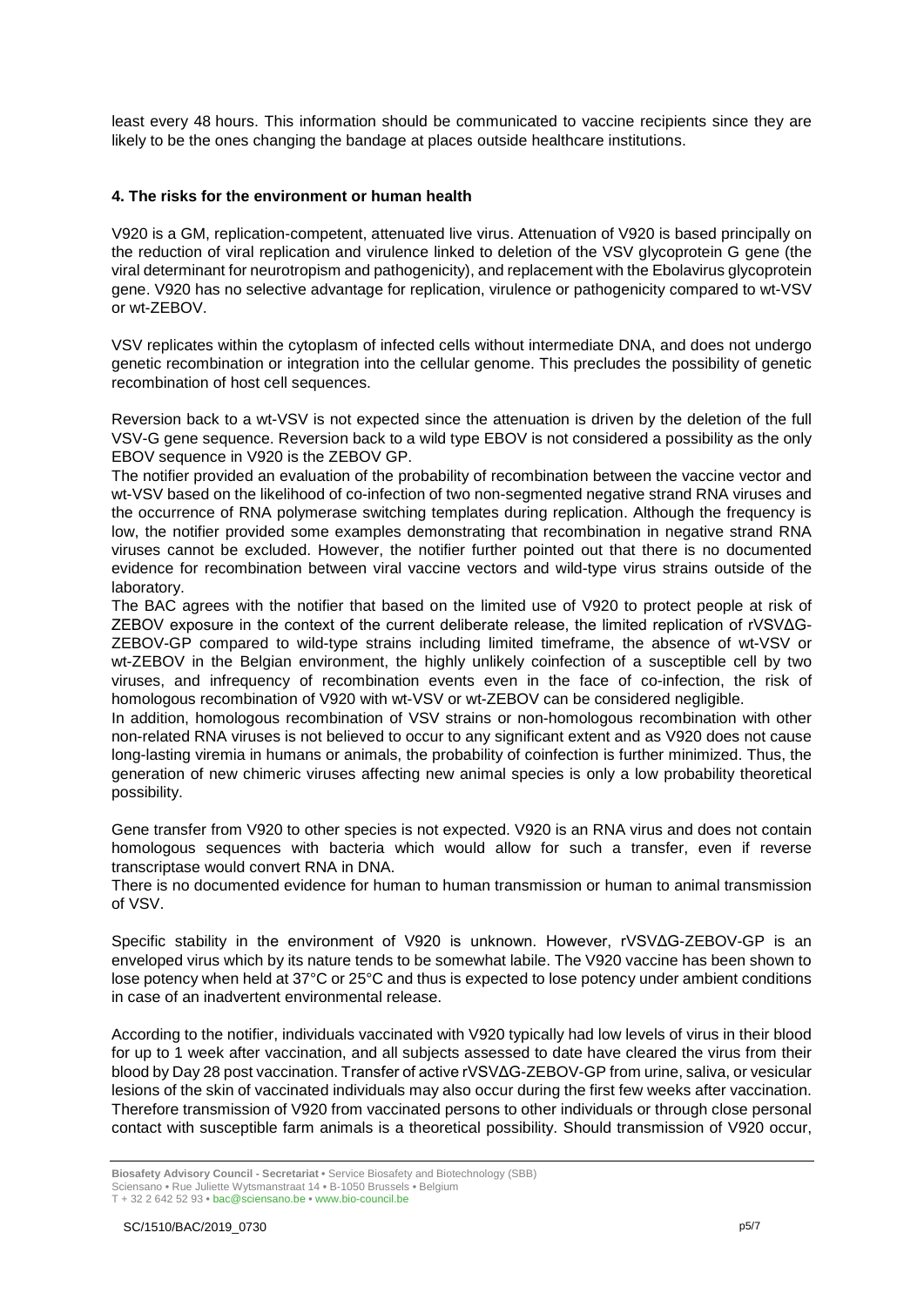least every 48 hours. This information should be communicated to vaccine recipients since they are likely to be the ones changing the bandage at places outside healthcare institutions.

#### 4. The risks for the environment or human health

V920 is a GM, replication-competent, attenuated live virus. Attenuation of V920 is based principally on the reduction of viral replication and virulence linked to deletion of the VSV glycoprotein G gene (the viral determinant for neurotropism and pathogenicity), and replacement with the Ebolavirus glycoprotein gene. V920 has no selective advantage for replication, virulence or pathogenicity compared to wt-VSV or wt-ZEBOV.

VSV replicates within the cytoplasm of infected cells without intermediate DNA, and does not undergo genetic recombination or integration into the cellular genome. This precludes the possibility of genetic recombination of host cell sequences.

Reversion back to a wt-VSV is not expected since the attenuation is driven by the deletion of the full VSV-G gene sequence. Reversion back to a wild type EBOV is not considered a possibility as the only EBOV sequence in V920 is the ZEBOV GP.
The notifier provided an evaluation of the probability of recombination between the vaccine vector and wt-VSV based on the likelihood of co-infection of two non-segmented negative strand RNA viruses and the occurrence of RNA polymerase switching templates during replication. Although the frequency is low, the notifier provided some examples demonstrating that recombination in negative strand RNA viruses cannot be excluded. However, the notifier further pointed out that there is no documented evidence for recombination between viral vaccine vectors and wild-type virus strains outside of the laboratory.
The BAC agrees with the notifier that based on the limited use of V920 to protect people at risk of ZEBOV exposure in the context of the current deliberate release, the limited replication of rVSVΔG-ZEBOV-GP compared to wild-type strains including limited timeframe, the absence of wt-VSV or wt-ZEBOV in the Belgian environment, the highly unlikely coinfection of a susceptible cell by two viruses, and infrequency of recombination events even in the face of co-infection, the risk of homologous recombination of V920 with wt-VSV or wt-ZEBOV can be considered negligible.
In addition, homologous recombination of VSV strains or non-homologous recombination with other non-related RNA viruses is not believed to occur to any significant extent and as V920 does not cause long-lasting viremia in humans or animals, the probability of coinfection is further minimized. Thus, the generation of new chimeric viruses affecting new animal species is only a low probability theoretical possibility.

Gene transfer from V920 to other species is not expected. V920 is an RNA virus and does not contain homologous sequences with bacteria which would allow for such a transfer, even if reverse transcriptase would convert RNA in DNA.
There is no documented evidence for human to human transmission or human to animal transmission of VSV.

Specific stability in the environment of V920 is unknown. However, rVSVΔG-ZEBOV-GP is an enveloped virus which by its nature tends to be somewhat labile. The V920 vaccine has been shown to lose potency when held at 37°C or 25°C and thus is expected to lose potency under ambient conditions in case of an inadvertent environmental release.

According to the notifier, individuals vaccinated with V920 typically had low levels of virus in their blood for up to 1 week after vaccination, and all subjects assessed to date have cleared the virus from their blood by Day 28 post vaccination. Transfer of active rVSVΔG-ZEBOV-GP from urine, saliva, or vesicular lesions of the skin of vaccinated individuals may also occur during the first few weeks after vaccination. Therefore transmission of V920 from vaccinated persons to other individuals or through close personal contact with susceptible farm animals is a theoretical possibility. Should transmission of V920 occur,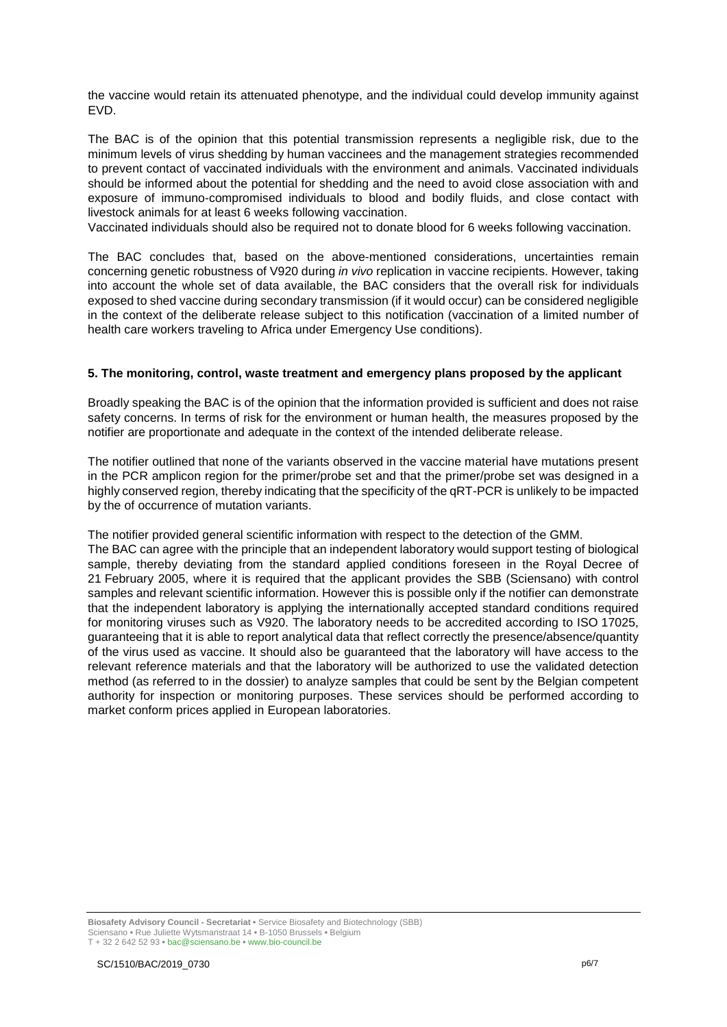the vaccine would retain its attenuated phenotype, and the individual could develop immunity against EVD.

The BAC is of the opinion that this potential transmission represents a negligible risk, due to the minimum levels of virus shedding by human vaccinees and the management strategies recommended to prevent contact of vaccinated individuals with the environment and animals. Vaccinated individuals should be informed about the potential for shedding and the need to avoid close association with and exposure of immuno-compromised individuals to blood and bodily fluids, and close contact with livestock animals for at least 6 weeks following vaccination.
Vaccinated individuals should also be required not to donate blood for 6 weeks following vaccination.

The BAC concludes that, based on the above-mentioned considerations, uncertainties remain concerning genetic robustness of V920 during *in vivo* replication in vaccine recipients. However, taking into account the whole set of data available, the BAC considers that the overall risk for individuals exposed to shed vaccine during secondary transmission (if it would occur) can be considered negligible in the context of the deliberate release subject to this notification (vaccination of a limited number of health care workers traveling to Africa under Emergency Use conditions).

### 5. The monitoring, control, waste treatment and emergency plans proposed by the applicant

Broadly speaking the BAC is of the opinion that the information provided is sufficient and does not raise safety concerns. In terms of risk for the environment or human health, the measures proposed by the notifier are proportionate and adequate in the context of the intended deliberate release.

The notifier outlined that none of the variants observed in the vaccine material have mutations present in the PCR amplicon region for the primer/probe set and that the primer/probe set was designed in a highly conserved region, thereby indicating that the specificity of the qRT-PCR is unlikely to be impacted by the of occurrence of mutation variants.

The notifier provided general scientific information with respect to the detection of the GMM.
The BAC can agree with the principle that an independent laboratory would support testing of biological sample, thereby deviating from the standard applied conditions foreseen in the Royal Decree of 21 February 2005, where it is required that the applicant provides the SBB (Sciensano) with control samples and relevant scientific information. However this is possible only if the notifier can demonstrate that the independent laboratory is applying the internationally accepted standard conditions required for monitoring viruses such as V920. The laboratory needs to be accredited according to ISO 17025, guaranteeing that it is able to report analytical data that reflect correctly the presence/absence/quantity of the virus used as vaccine. It should also be guaranteed that the laboratory will have access to the relevant reference materials and that the laboratory will be authorized to use the validated detection method (as referred to in the dossier) to analyze samples that could be sent by the Belgian competent authority for inspection or monitoring purposes. These services should be performed according to market conform prices applied in European laboratories.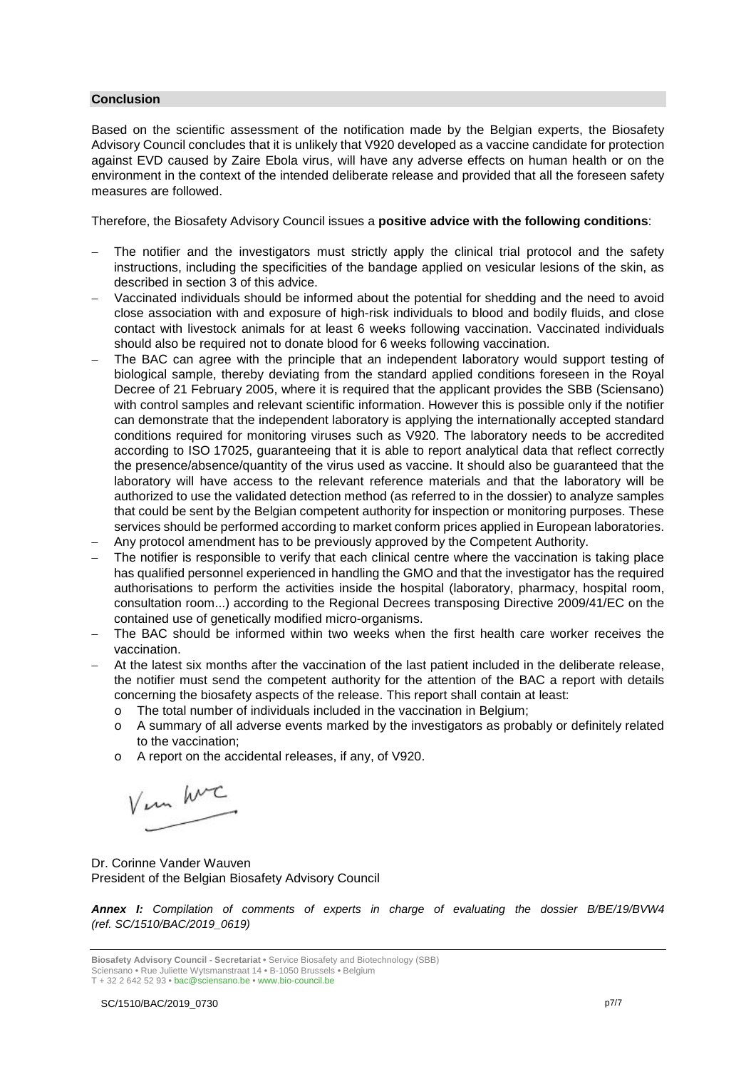## Conclusion

Based on the scientific assessment of the notification made by the Belgian experts, the Biosafety Advisory Council concludes that it is unlikely that V920 developed as a vaccine candidate for protection against EVD caused by Zaire Ebola virus, will have any adverse effects on human health or on the environment in the context of the intended deliberate release and provided that all the foreseen safety measures are followed.

Therefore, the Biosafety Advisory Council issues a **positive advice with the following conditions**:

- The notifier and the investigators must strictly apply the clinical trial protocol and the safety instructions, including the specificities of the bandage applied on vesicular lesions of the skin, as described in section 3 of this advice.
- Vaccinated individuals should be informed about the potential for shedding and the need to avoid close association with and exposure of high-risk individuals to blood and bodily fluids, and close contact with livestock animals for at least 6 weeks following vaccination. Vaccinated individuals should also be required not to donate blood for 6 weeks following vaccination.
- The BAC can agree with the principle that an independent laboratory would support testing of biological sample, thereby deviating from the standard applied conditions foreseen in the Royal Decree of 21 February 2005, where it is required that the applicant provides the SBB (Sciensano) with control samples and relevant scientific information. However this is possible only if the notifier can demonstrate that the independent laboratory is applying the internationally accepted standard conditions required for monitoring viruses such as V920. The laboratory needs to be accredited according to ISO 17025, guaranteeing that it is able to report analytical data that reflect correctly the presence/absence/quantity of the virus used as vaccine. It should also be guaranteed that the laboratory will have access to the relevant reference materials and that the laboratory will be authorized to use the validated detection method (as referred to in the dossier) to analyze samples that could be sent by the Belgian competent authority for inspection or monitoring purposes. These services should be performed according to market conform prices applied in European laboratories.
- Any protocol amendment has to be previously approved by the Competent Authority.
- The notifier is responsible to verify that each clinical centre where the vaccination is taking place has qualified personnel experienced in handling the GMO and that the investigator has the required authorisations to perform the activities inside the hospital (laboratory, pharmacy, hospital room, consultation room...) according to the Regional Decrees transposing Directive 2009/41/EC on the contained use of genetically modified micro-organisms.
- The BAC should be informed within two weeks when the first health care worker receives the vaccination.
- At the latest six months after the vaccination of the last patient included in the deliberate release, the notifier must send the competent authority for the attention of the BAC a report with details concerning the biosafety aspects of the release. This report shall contain at least:
  - The total number of individuals included in the vaccination in Belgium;
  - A summary of all adverse events marked by the investigators as probably or definitely related to the vaccination;
  - A report on the accidental releases, if any, of V920.

Dr. Corinne Vander Wauven
President of the Belgian Biosafety Advisory Council

***Annex I:*** *Compilation of comments of experts in charge of evaluating the dossier B/BE/19/BVW4 (ref. SC/1510/BAC/2019_0619)*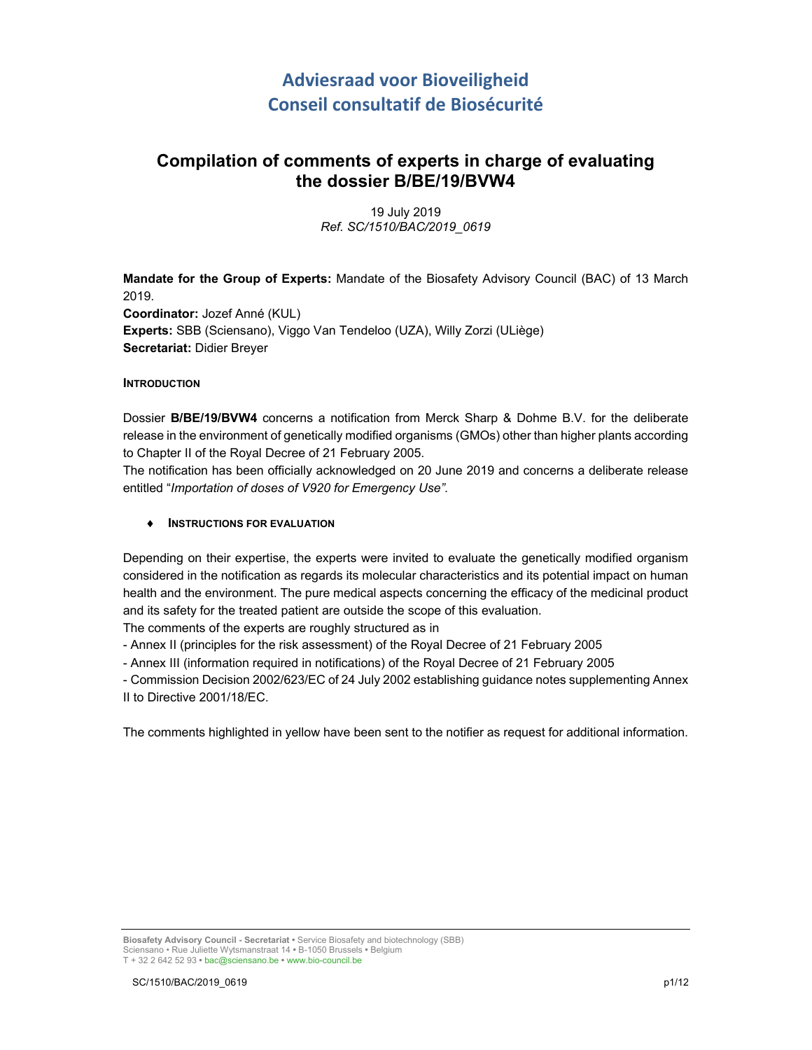# Adviesraad voor Bioveiligheid
# Conseil consultatif de Biosécurité

## Compilation of comments of experts in charge of evaluating the dossier B/BE/19/BVW4

19 July 2019
*Ref. SC/1510/BAC/2019_0619*

**Mandate for the Group of Experts:** Mandate of the Biosafety Advisory Council (BAC) of 13 March 2019.
**Coordinator:** Jozef Anné (KUL)
**Experts:** SBB (Sciensano), Viggo Van Tendeloo (UZA), Willy Zorzi (ULiège)
**Secretariat:** Didier Breyer

### INTRODUCTION

Dossier **B/BE/19/BVW4** concerns a notification from Merck Sharp & Dohme B.V. for the deliberate release in the environment of genetically modified organisms (GMOs) other than higher plants according to Chapter II of the Royal Decree of 21 February 2005.
The notification has been officially acknowledged on 20 June 2019 and concerns a deliberate release entitled "*Importation of doses of V920 for Emergency Use".*

- ♦ **INSTRUCTIONS FOR EVALUATION**

Depending on their expertise, the experts were invited to evaluate the genetically modified organism considered in the notification as regards its molecular characteristics and its potential impact on human health and the environment. The pure medical aspects concerning the efficacy of the medicinal product and its safety for the treated patient are outside the scope of this evaluation.
The comments of the experts are roughly structured as in
- Annex II (principles for the risk assessment) of the Royal Decree of 21 February 2005
- Annex III (information required in notifications) of the Royal Decree of 21 February 2005
- Commission Decision 2002/623/EC of 24 July 2002 establishing guidance notes supplementing Annex II to Directive 2001/18/EC.

The comments highlighted in yellow have been sent to the notifier as request for additional information.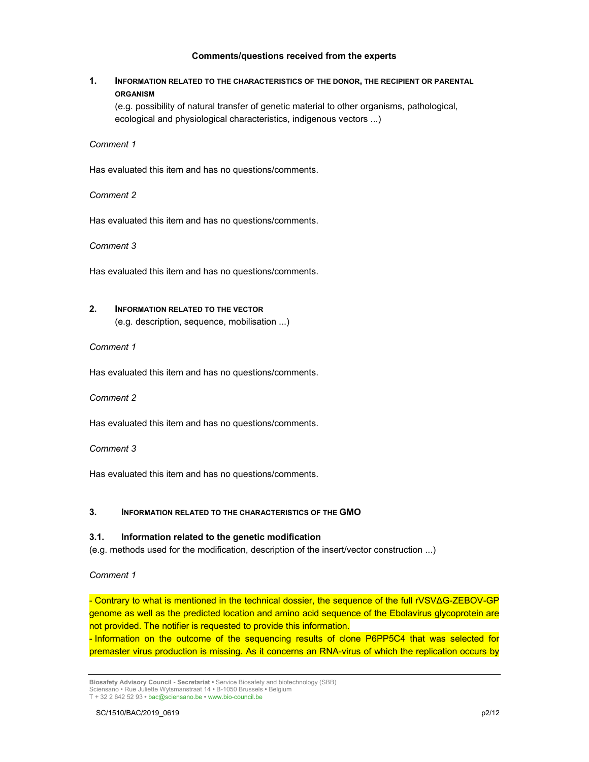**Comments/questions received from the experts**

## 1. INFORMATION RELATED TO THE CHARACTERISTICS OF THE DONOR, THE RECIPIENT OR PARENTAL ORGANISM

(e.g. possibility of natural transfer of genetic material to other organisms, pathological, ecological and physiological characteristics, indigenous vectors ...)

*Comment 1*

Has evaluated this item and has no questions/comments.

*Comment 2*

Has evaluated this item and has no questions/comments.

*Comment 3*

Has evaluated this item and has no questions/comments.

## 2. INFORMATION RELATED TO THE VECTOR

(e.g. description, sequence, mobilisation ...)

*Comment 1*

Has evaluated this item and has no questions/comments.

*Comment 2*

Has evaluated this item and has no questions/comments.

*Comment 3*

Has evaluated this item and has no questions/comments.

## 3. INFORMATION RELATED TO THE CHARACTERISTICS OF THE GMO

### 3.1. Information related to the genetic modification

(e.g. methods used for the modification, description of the insert/vector construction ...)

*Comment 1*

- Contrary to what is mentioned in the technical dossier, the sequence of the full rVSVΔG-ZEBOV-GP genome as well as the predicted location and amino acid sequence of the Ebolavirus glycoprotein are not provided. The notifier is requested to provide this information.
- Information on the outcome of the sequencing results of clone P6PP5C4 that was selected for premaster virus production is missing. As it concerns an RNA-virus of which the replication occurs by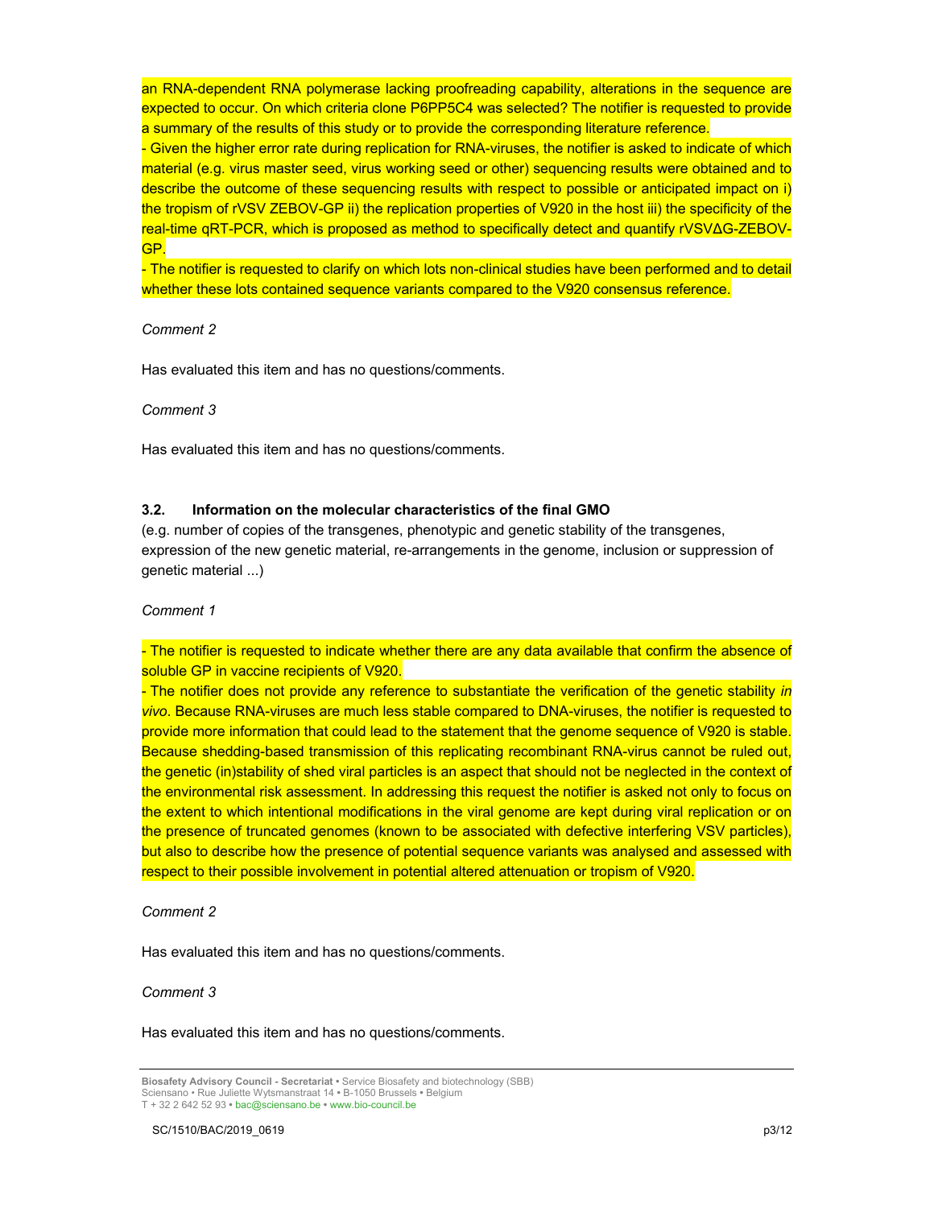an RNA-dependent RNA polymerase lacking proofreading capability, alterations in the sequence are expected to occur. On which criteria clone P6PP5C4 was selected? The notifier is requested to provide a summary of the results of this study or to provide the corresponding literature reference.

- Given the higher error rate during replication for RNA-viruses, the notifier is asked to indicate of which material (e.g. virus master seed, virus working seed or other) sequencing results were obtained and to describe the outcome of these sequencing results with respect to possible or anticipated impact on i) the tropism of rVSV ZEBOV-GP ii) the replication properties of V920 in the host iii) the specificity of the real-time qRT-PCR, which is proposed as method to specifically detect and quantify rVSVΔG-ZEBOV-GP.
- The notifier is requested to clarify on which lots non-clinical studies have been performed and to detail whether these lots contained sequence variants compared to the V920 consensus reference.

*Comment 2*

Has evaluated this item and has no questions/comments.

*Comment 3*

Has evaluated this item and has no questions/comments.

### 3.2. Information on the molecular characteristics of the final GMO

(e.g. number of copies of the transgenes, phenotypic and genetic stability of the transgenes, expression of the new genetic material, re-arrangements in the genome, inclusion or suppression of genetic material ...)

*Comment 1*

- The notifier is requested to indicate whether there are any data available that confirm the absence of soluble GP in vaccine recipients of V920.
- The notifier does not provide any reference to substantiate the verification of the genetic stability *in vivo*. Because RNA-viruses are much less stable compared to DNA-viruses, the notifier is requested to provide more information that could lead to the statement that the genome sequence of V920 is stable. Because shedding-based transmission of this replicating recombinant RNA-virus cannot be ruled out, the genetic (in)stability of shed viral particles is an aspect that should not be neglected in the context of the environmental risk assessment. In addressing this request the notifier is asked not only to focus on the extent to which intentional modifications in the viral genome are kept during viral replication or on the presence of truncated genomes (known to be associated with defective interfering VSV particles), but also to describe how the presence of potential sequence variants was analysed and assessed with respect to their possible involvement in potential altered attenuation or tropism of V920.

*Comment 2*

Has evaluated this item and has no questions/comments.

*Comment 3*

Has evaluated this item and has no questions/comments.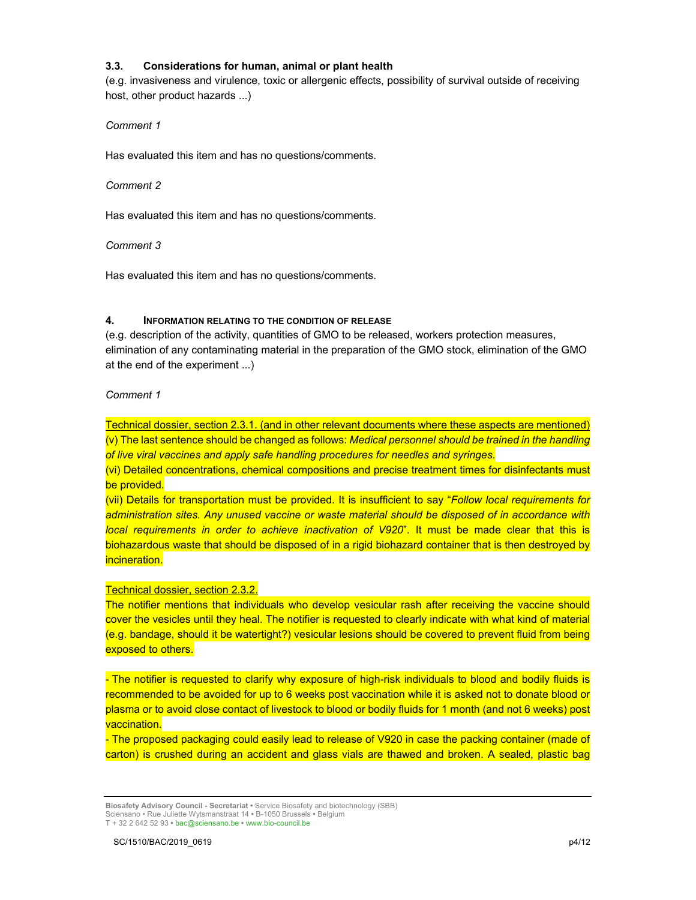### 3.3. Considerations for human, animal or plant health

(e.g. invasiveness and virulence, toxic or allergenic effects, possibility of survival outside of receiving host, other product hazards ...)

*Comment 1*

Has evaluated this item and has no questions/comments.

*Comment 2*

Has evaluated this item and has no questions/comments.

*Comment 3*

Has evaluated this item and has no questions/comments.

## 4. INFORMATION RELATING TO THE CONDITION OF RELEASE

(e.g. description of the activity, quantities of GMO to be released, workers protection measures, elimination of any contaminating material in the preparation of the GMO stock, elimination of the GMO at the end of the experiment ...)

*Comment 1*

Technical dossier, section 2.3.1. (and in other relevant documents where these aspects are mentioned)

(v) The last sentence should be changed as follows: *Medical personnel should be trained in the handling of live viral vaccines and apply safe handling procedures for needles and syringes*.

(vi) Detailed concentrations, chemical compositions and precise treatment times for disinfectants must be provided.

(vii) Details for transportation must be provided. It is insufficient to say "*Follow local requirements for administration sites. Any unused vaccine or waste material should be disposed of in accordance with local requirements in order to achieve inactivation of V920*". It must be made clear that this is biohazardous waste that should be disposed of in a rigid biohazard container that is then destroyed by incineration.

Technical dossier, section 2.3.2.

The notifier mentions that individuals who develop vesicular rash after receiving the vaccine should cover the vesicles until they heal. The notifier is requested to clearly indicate with what kind of material (e.g. bandage, should it be watertight?) vesicular lesions should be covered to prevent fluid from being exposed to others.

- The notifier is requested to clarify why exposure of high-risk individuals to blood and bodily fluids is recommended to be avoided for up to 6 weeks post vaccination while it is asked not to donate blood or plasma or to avoid close contact of livestock to blood or bodily fluids for 1 month (and not 6 weeks) post vaccination.
- The proposed packaging could easily lead to release of V920 in case the packing container (made of carton) is crushed during an accident and glass vials are thawed and broken. A sealed, plastic bag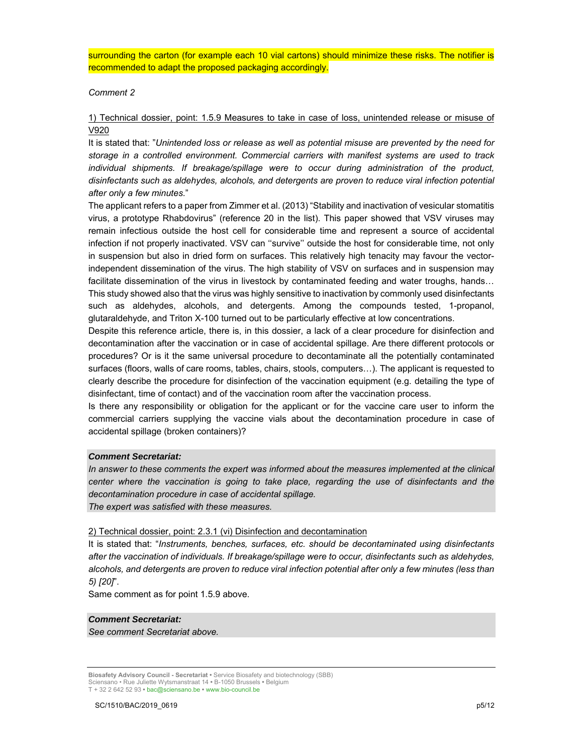surrounding the carton (for example each 10 vial cartons) should minimize these risks. The notifier is recommended to adapt the proposed packaging accordingly.

*Comment 2*

1) Technical dossier, point: 1.5.9 Measures to take in case of loss, unintended release or misuse of V920

It is stated that: "*Unintended loss or release as well as potential misuse are prevented by the need for storage in a controlled environment. Commercial carriers with manifest systems are used to track individual shipments. If breakage/spillage were to occur during administration of the product, disinfectants such as aldehydes, alcohols, and detergents are proven to reduce viral infection potential after only a few minutes.*"

The applicant refers to a paper from Zimmer et al. (2013) "Stability and inactivation of vesicular stomatitis virus, a prototype Rhabdovirus" (reference 20 in the list). This paper showed that VSV viruses may remain infectious outside the host cell for considerable time and represent a source of accidental infection if not properly inactivated. VSV can ''survive'' outside the host for considerable time, not only in suspension but also in dried form on surfaces. This relatively high tenacity may favour the vector-independent dissemination of the virus. The high stability of VSV on surfaces and in suspension may facilitate dissemination of the virus in livestock by contaminated feeding and water troughs, hands… This study showed also that the virus was highly sensitive to inactivation by commonly used disinfectants such as aldehydes, alcohols, and detergents. Among the compounds tested, 1-propanol, glutaraldehyde, and Triton X-100 turned out to be particularly effective at low concentrations.

Despite this reference article, there is, in this dossier, a lack of a clear procedure for disinfection and decontamination after the vaccination or in case of accidental spillage. Are there different protocols or procedures? Or is it the same universal procedure to decontaminate all the potentially contaminated surfaces (floors, walls of care rooms, tables, chairs, stools, computers…). The applicant is requested to clearly describe the procedure for disinfection of the vaccination equipment (e.g. detailing the type of disinfectant, time of contact) and of the vaccination room after the vaccination process.

Is there any responsibility or obligation for the applicant or for the vaccine care user to inform the commercial carriers supplying the vaccine vials about the decontamination procedure in case of accidental spillage (broken containers)?

***Comment Secretariat:***

*In answer to these comments the expert was informed about the measures implemented at the clinical center where the vaccination is going to take place, regarding the use of disinfectants and the decontamination procedure in case of accidental spillage.*

*The expert was satisfied with these measures.*

2) Technical dossier, point: 2.3.1 (vi) Disinfection and decontamination

It is stated that: "*Instruments, benches, surfaces, etc. should be decontaminated using disinfectants after the vaccination of individuals. If breakage/spillage were to occur, disinfectants such as aldehydes, alcohols, and detergents are proven to reduce viral infection potential after only a few minutes (less than 5) [20]*".

Same comment as for point 1.5.9 above.

***Comment Secretariat:***

*See comment Secretariat above.*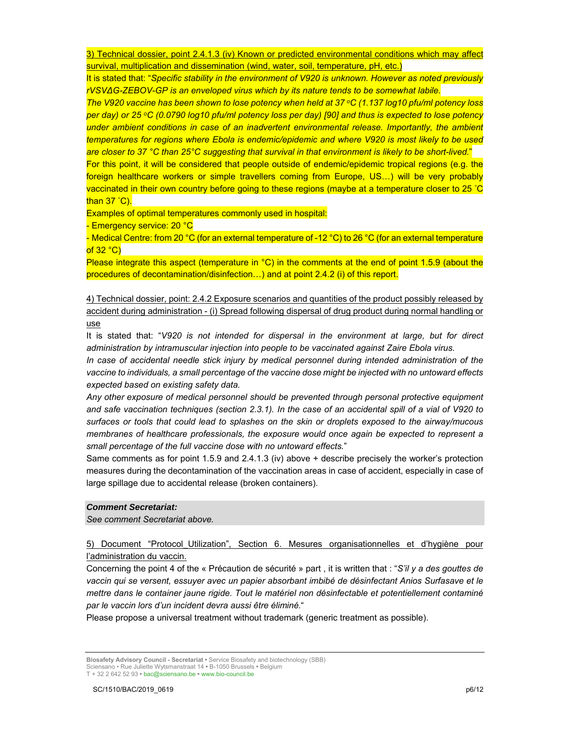3) Technical dossier, point 2.4.1.3 (iv) Known or predicted environmental conditions which may affect survival, multiplication and dissemination (wind, water, soil, temperature, pH, etc.)

It is stated that: "*Specific stability in the environment of V920 is unknown. However as noted previously rVSVΔG-ZEBOV-GP is an enveloped virus which by its nature tends to be somewhat labile.*

*The V920 vaccine has been shown to lose potency when held at 37 °C (1.137 log10 pfu/ml potency loss per day) or 25 °C (0.0790 log10 pfu/ml potency loss per day) [90] and thus is expected to lose potency under ambient conditions in case of an inadvertent environmental release. Importantly, the ambient temperatures for regions where Ebola is endemic/epidemic and where V920 is most likely to be used are closer to 37 °C than 25°C suggesting that survival in that environment is likely to be short-lived.*"

For this point, it will be considered that people outside of endemic/epidemic tropical regions (e.g. the foreign healthcare workers or simple travellers coming from Europe, US…) will be very probably vaccinated in their own country before going to these regions (maybe at a temperature closer to 25 °C than 37 °C).

Examples of optimal temperatures commonly used in hospital:

- Emergency service: 20 °C
- Medical Centre: from 20 °C (for an external temperature of -12 °C) to 26 °C (for an external temperature of 32 °C)

Please integrate this aspect (temperature in °C) in the comments at the end of point 1.5.9 (about the procedures of decontamination/disinfection…) and at point 2.4.2 (i) of this report.

4) Technical dossier, point: 2.4.2 Exposure scenarios and quantities of the product possibly released by accident during administration - (i) Spread following dispersal of drug product during normal handling or use

It is stated that: "*V920 is not intended for dispersal in the environment at large, but for direct administration by intramuscular injection into people to be vaccinated against Zaire Ebola virus.*

*In case of accidental needle stick injury by medical personnel during intended administration of the vaccine to individuals, a small percentage of the vaccine dose might be injected with no untoward effects expected based on existing safety data.*

*Any other exposure of medical personnel should be prevented through personal protective equipment and safe vaccination techniques (section 2.3.1). In the case of an accidental spill of a vial of V920 to surfaces or tools that could lead to splashes on the skin or droplets exposed to the airway/mucous membranes of healthcare professionals, the exposure would once again be expected to represent a small percentage of the full vaccine dose with no untoward effects.*"

Same comments as for point 1.5.9 and 2.4.1.3 (iv) above + describe precisely the worker's protection measures during the decontamination of the vaccination areas in case of accident, especially in case of large spillage due to accidental release (broken containers).

***Comment Secretariat:***

*See comment Secretariat above.*

5) Document "Protocol_Utilization", Section 6. Mesures organisationnelles et d'hygiène pour l'administration du vaccin.

Concerning the point 4 of the « Précaution de sécurité » part , it is written that : "*S'il y a des gouttes de vaccin qui se versent, essuyer avec un papier absorbant imbibé de désinfectant Anios Surfasave et le mettre dans le container jaune rigide. Tout le matériel non désinfectable et potentiellement contaminé par le vaccin lors d'un incident devra aussi être éliminé.*"

Please propose a universal treatment without trademark (generic treatment as possible).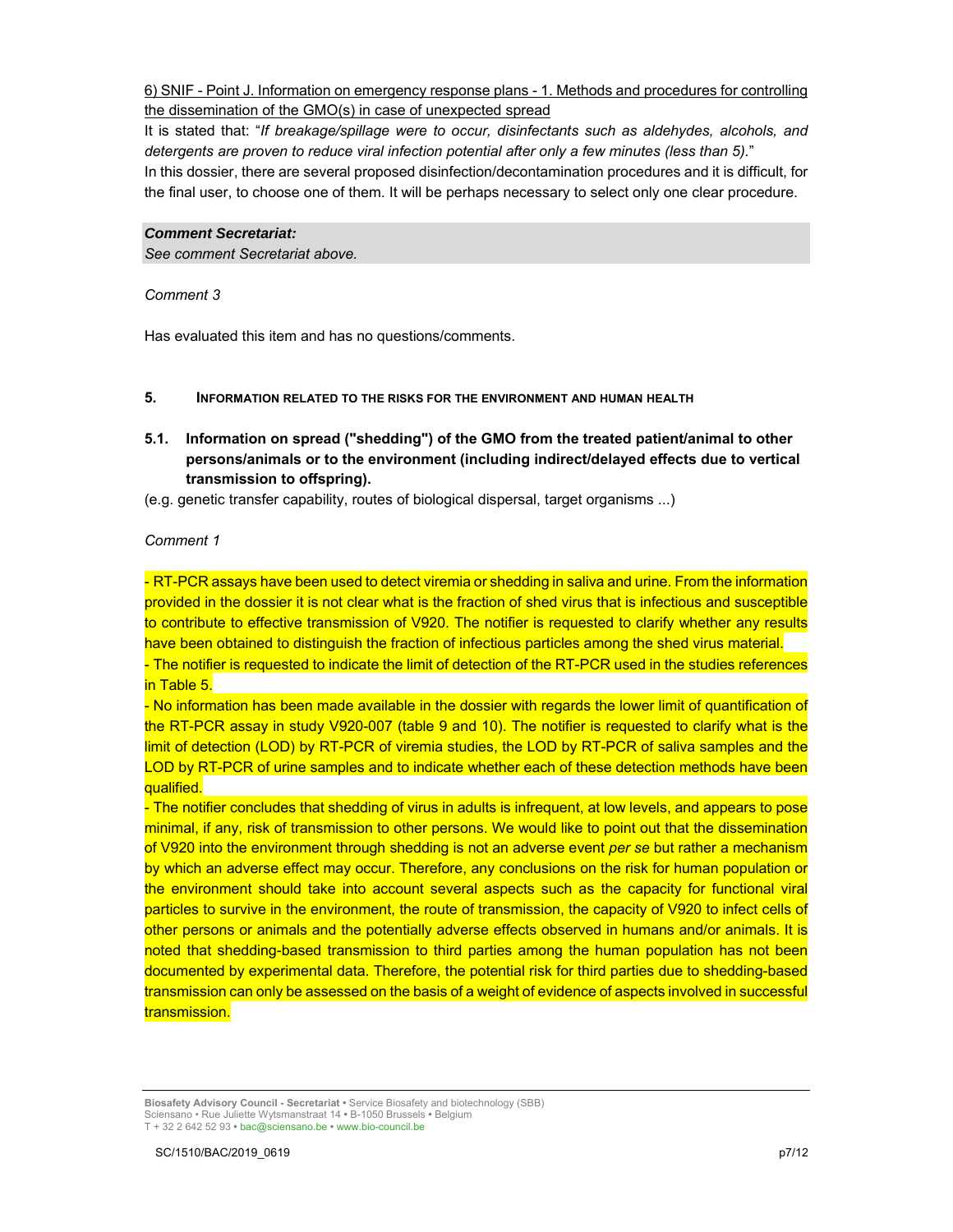6) SNIF - Point J. Information on emergency response plans - 1. Methods and procedures for controlling the dissemination of the GMO(s) in case of unexpected spread

It is stated that: "*If breakage/spillage were to occur, disinfectants such as aldehydes, alcohols, and detergents are proven to reduce viral infection potential after only a few minutes (less than 5).*"

In this dossier, there are several proposed disinfection/decontamination procedures and it is difficult, for the final user, to choose one of them. It will be perhaps necessary to select only one clear procedure.

***Comment Secretariat:***
*See comment Secretariat above.*

*Comment 3*

Has evaluated this item and has no questions/comments.

## 5. Information related to the risks for the environment and human health

### 5.1. Information on spread ("shedding") of the GMO from the treated patient/animal to other persons/animals or to the environment (including indirect/delayed effects due to vertical transmission to offspring).

(e.g. genetic transfer capability, routes of biological dispersal, target organisms ...)

*Comment 1*

- RT-PCR assays have been used to detect viremia or shedding in saliva and urine. From the information provided in the dossier it is not clear what is the fraction of shed virus that is infectious and susceptible to contribute to effective transmission of V920. The notifier is requested to clarify whether any results have been obtained to distinguish the fraction of infectious particles among the shed virus material.
- The notifier is requested to indicate the limit of detection of the RT-PCR used in the studies references in Table 5.
- No information has been made available in the dossier with regards the lower limit of quantification of the RT-PCR assay in study V920-007 (table 9 and 10). The notifier is requested to clarify what is the limit of detection (LOD) by RT-PCR of viremia studies, the LOD by RT-PCR of saliva samples and the LOD by RT-PCR of urine samples and to indicate whether each of these detection methods have been qualified.
- The notifier concludes that shedding of virus in adults is infrequent, at low levels, and appears to pose minimal, if any, risk of transmission to other persons. We would like to point out that the dissemination of V920 into the environment through shedding is not an adverse event *per se* but rather a mechanism by which an adverse effect may occur. Therefore, any conclusions on the risk for human population or the environment should take into account several aspects such as the capacity for functional viral particles to survive in the environment, the route of transmission, the capacity of V920 to infect cells of other persons or animals and the potentially adverse effects observed in humans and/or animals. It is noted that shedding-based transmission to third parties among the human population has not been documented by experimental data. Therefore, the potential risk for third parties due to shedding-based transmission can only be assessed on the basis of a weight of evidence of aspects involved in successful transmission.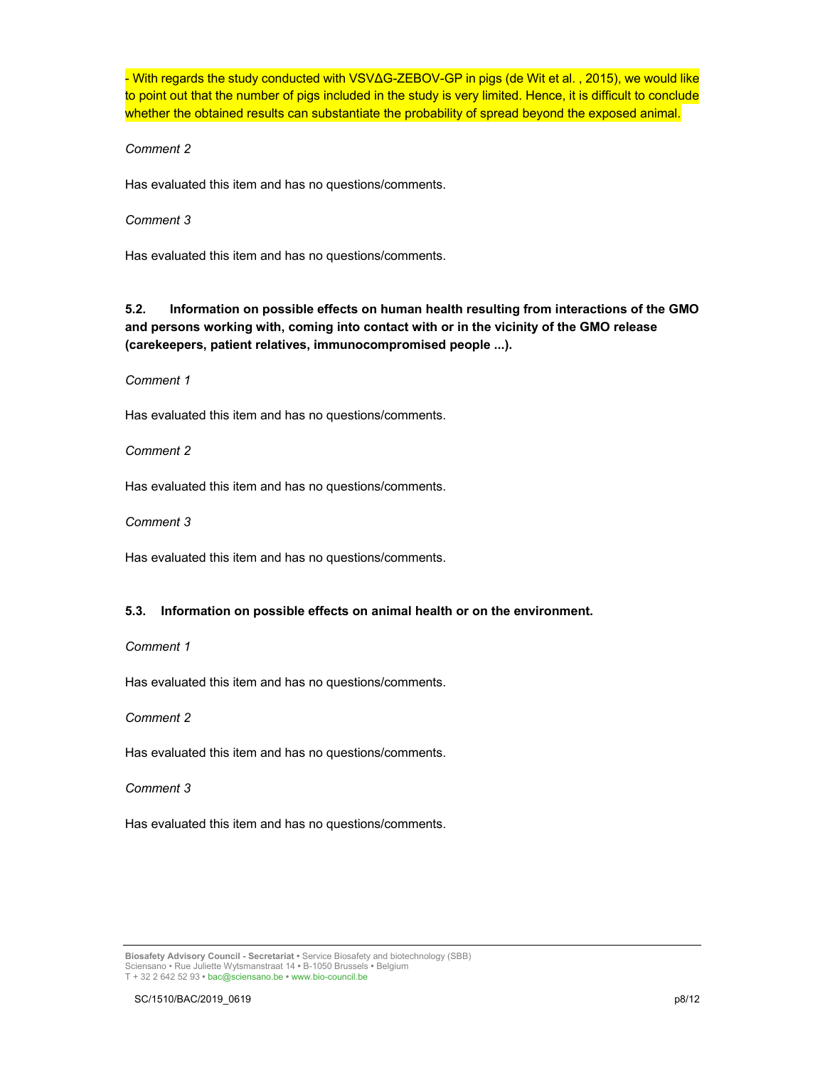- With regards the study conducted with VSVΔG-ZEBOV-GP in pigs (de Wit et al. , 2015), we would like to point out that the number of pigs included in the study is very limited. Hence, it is difficult to conclude whether the obtained results can substantiate the probability of spread beyond the exposed animal.

*Comment 2*

Has evaluated this item and has no questions/comments.

*Comment 3*

Has evaluated this item and has no questions/comments.

**5.2. Information on possible effects on human health resulting from interactions of the GMO and persons working with, coming into contact with or in the vicinity of the GMO release (carekeepers, patient relatives, immunocompromised people ...).**

*Comment 1*

Has evaluated this item and has no questions/comments.

*Comment 2*

Has evaluated this item and has no questions/comments.

*Comment 3*

Has evaluated this item and has no questions/comments.

**5.3. Information on possible effects on animal health or on the environment.**

*Comment 1*

Has evaluated this item and has no questions/comments.

*Comment 2*

Has evaluated this item and has no questions/comments.

*Comment 3*

Has evaluated this item and has no questions/comments.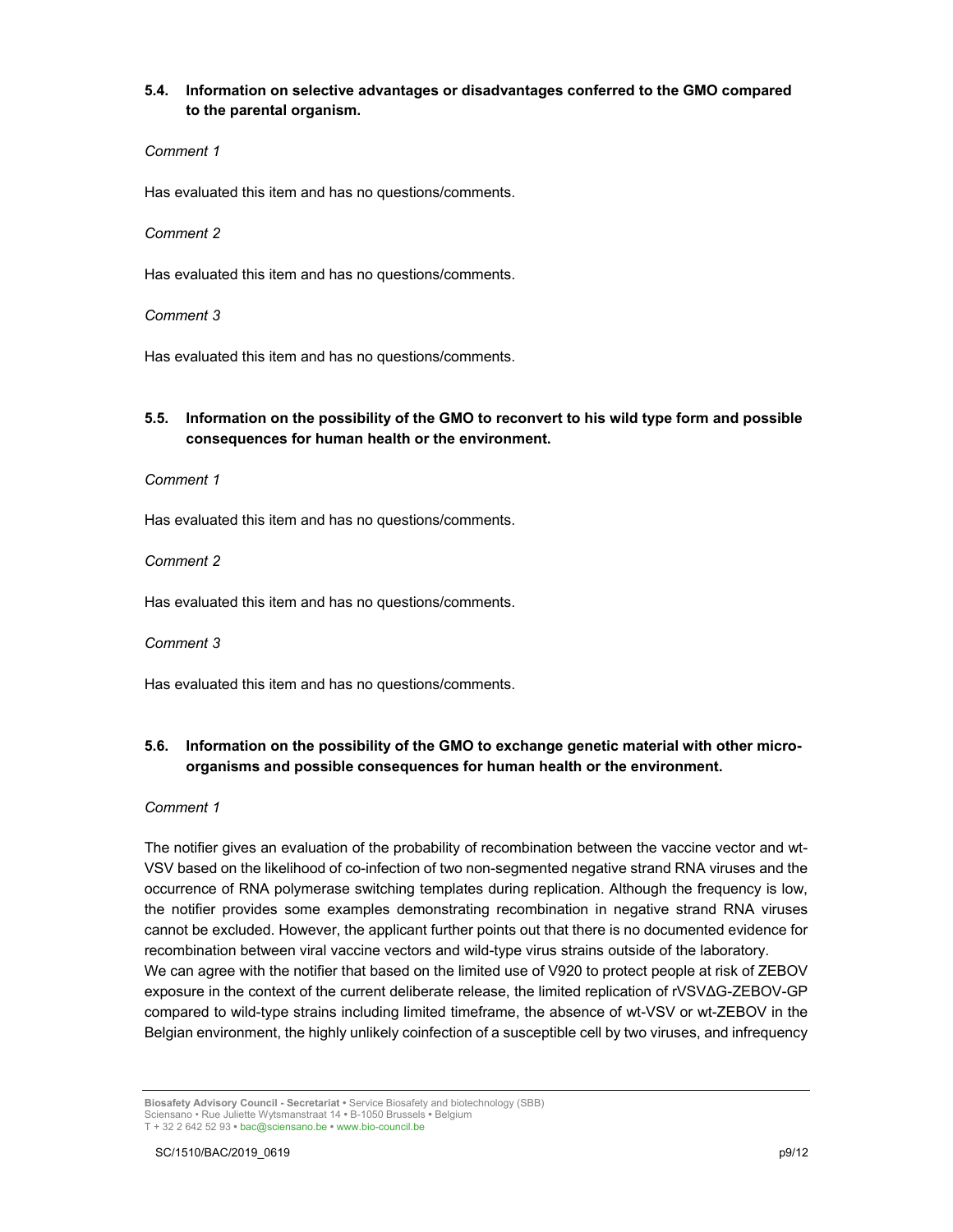### 5.4. Information on selective advantages or disadvantages conferred to the GMO compared to the parental organism.

*Comment 1*

Has evaluated this item and has no questions/comments.

*Comment 2*

Has evaluated this item and has no questions/comments.

*Comment 3*

Has evaluated this item and has no questions/comments.

### 5.5. Information on the possibility of the GMO to reconvert to his wild type form and possible consequences for human health or the environment.

*Comment 1*

Has evaluated this item and has no questions/comments.

*Comment 2*

Has evaluated this item and has no questions/comments.

*Comment 3*

Has evaluated this item and has no questions/comments.

### 5.6. Information on the possibility of the GMO to exchange genetic material with other micro-organisms and possible consequences for human health or the environment.

*Comment 1*

The notifier gives an evaluation of the probability of recombination between the vaccine vector and wt-VSV based on the likelihood of co-infection of two non-segmented negative strand RNA viruses and the occurrence of RNA polymerase switching templates during replication. Although the frequency is low, the notifier provides some examples demonstrating recombination in negative strand RNA viruses cannot be excluded. However, the applicant further points out that there is no documented evidence for recombination between viral vaccine vectors and wild-type virus strains outside of the laboratory.
We can agree with the notifier that based on the limited use of V920 to protect people at risk of ZEBOV exposure in the context of the current deliberate release, the limited replication of rVSVΔG-ZEBOV-GP compared to wild-type strains including limited timeframe, the absence of wt-VSV or wt-ZEBOV in the Belgian environment, the highly unlikely coinfection of a susceptible cell by two viruses, and infrequency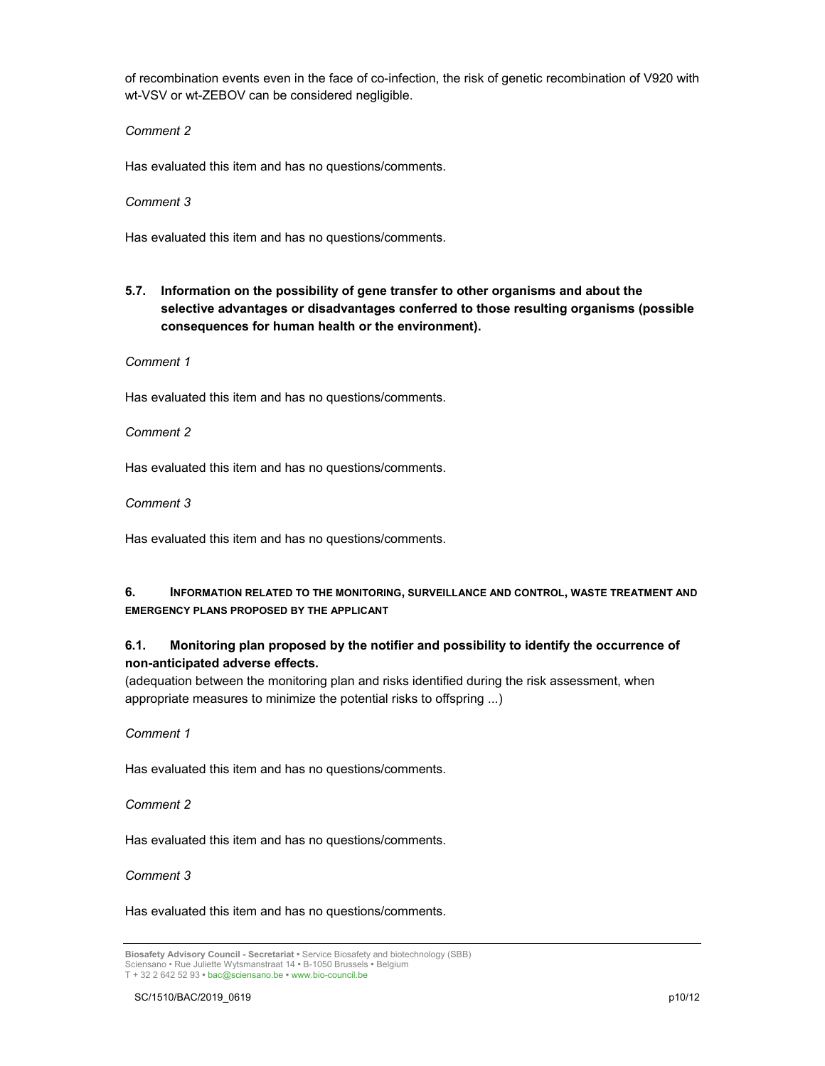of recombination events even in the face of co-infection, the risk of genetic recombination of V920 with wt-VSV or wt-ZEBOV can be considered negligible.

*Comment 2*

Has evaluated this item and has no questions/comments.

*Comment 3*

Has evaluated this item and has no questions/comments.

### 5.7. Information on the possibility of gene transfer to other organisms and about the selective advantages or disadvantages conferred to those resulting organisms (possible consequences for human health or the environment).

*Comment 1*

Has evaluated this item and has no questions/comments.

*Comment 2*

Has evaluated this item and has no questions/comments.

*Comment 3*

Has evaluated this item and has no questions/comments.

## 6. Information related to the monitoring, surveillance and control, waste treatment and emergency plans proposed by the applicant

### 6.1. Monitoring plan proposed by the notifier and possibility to identify the occurrence of non-anticipated adverse effects.

(adequation between the monitoring plan and risks identified during the risk assessment, when appropriate measures to minimize the potential risks to offspring ...)

*Comment 1*

Has evaluated this item and has no questions/comments.

*Comment 2*

Has evaluated this item and has no questions/comments.

*Comment 3*

Has evaluated this item and has no questions/comments.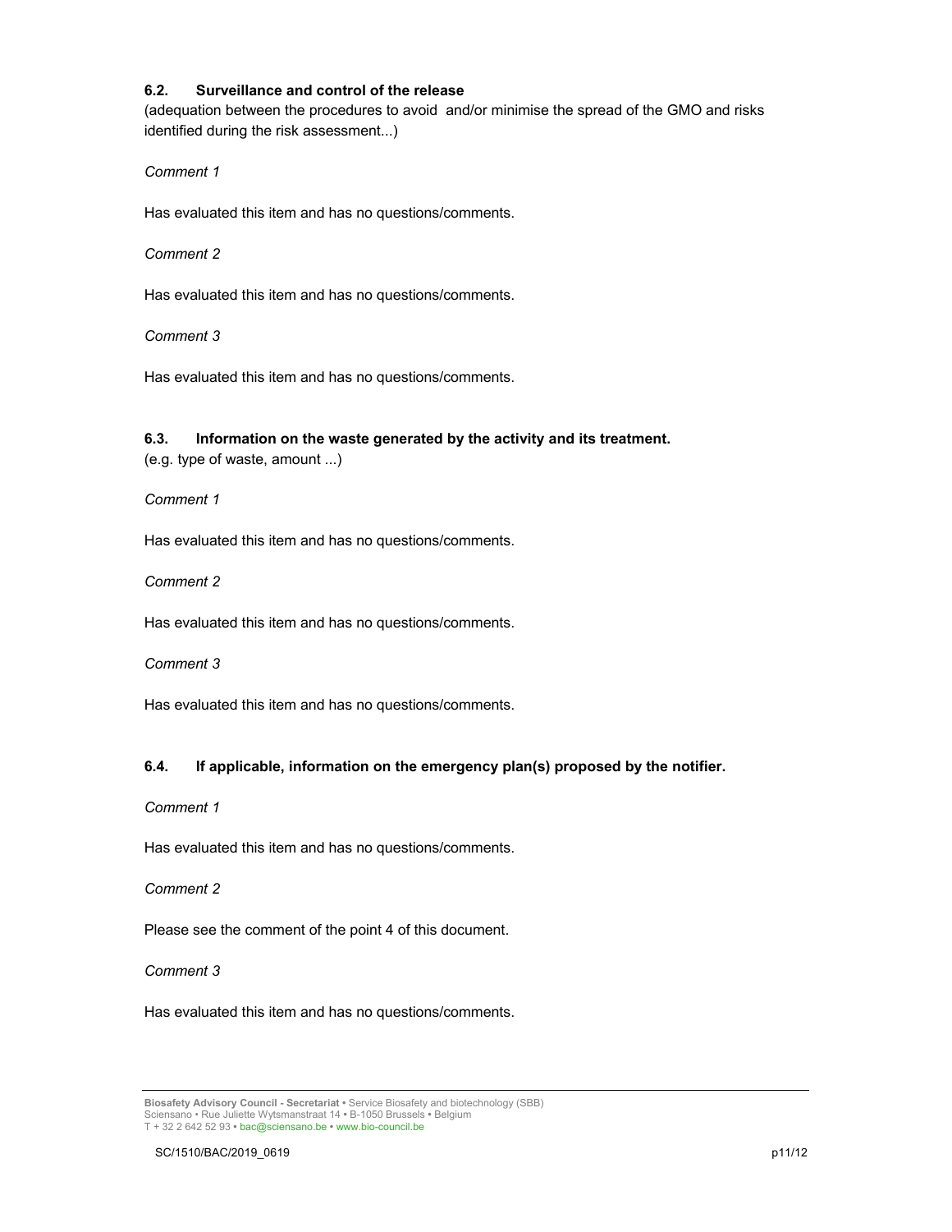### 6.2. Surveillance and control of the release

(adequation between the procedures to avoid  and/or minimise the spread of the GMO and risks identified during the risk assessment...)

*Comment 1*

Has evaluated this item and has no questions/comments.

*Comment 2*

Has evaluated this item and has no questions/comments.

*Comment 3*

Has evaluated this item and has no questions/comments.

### 6.3. Information on the waste generated by the activity and its treatment.

(e.g. type of waste, amount ...)

*Comment 1*

Has evaluated this item and has no questions/comments.

*Comment 2*

Has evaluated this item and has no questions/comments.

*Comment 3*

Has evaluated this item and has no questions/comments.

### 6.4. If applicable, information on the emergency plan(s) proposed by the notifier.

*Comment 1*

Has evaluated this item and has no questions/comments.

*Comment 2*

Please see the comment of the point 4 of this document.

*Comment 3*

Has evaluated this item and has no questions/comments.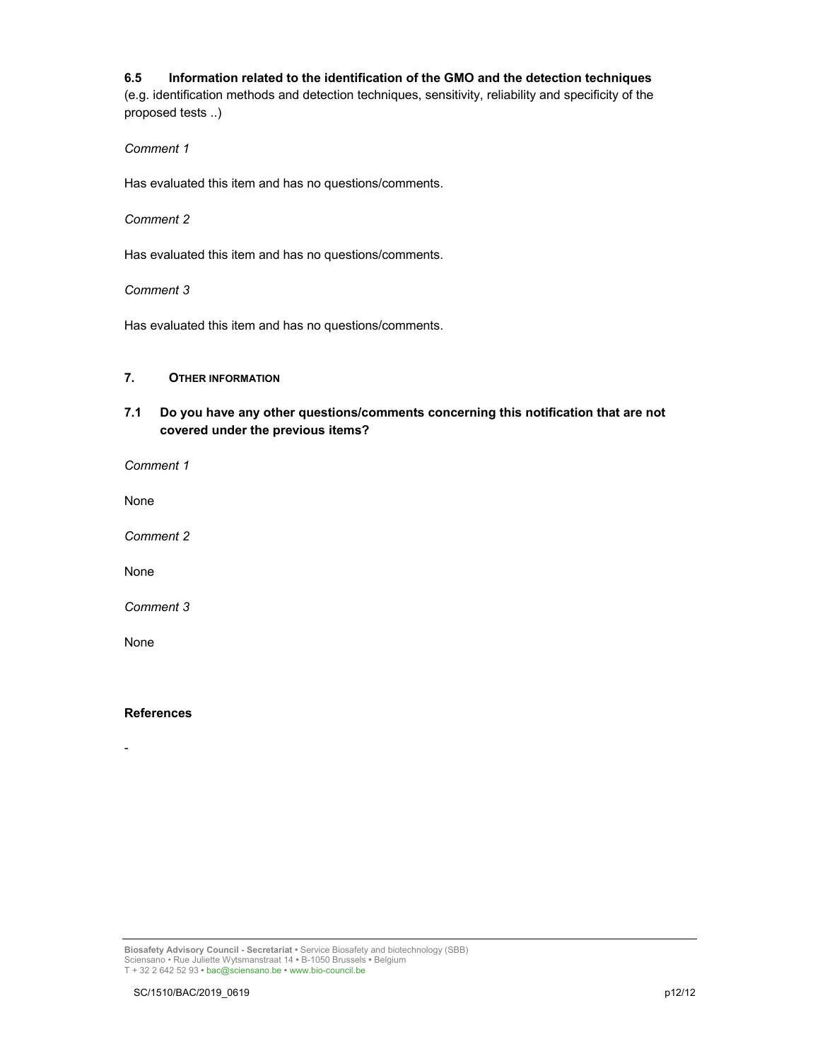### 6.5 Information related to the identification of the GMO and the detection techniques

(e.g. identification methods and detection techniques, sensitivity, reliability and specificity of the proposed tests ..)

*Comment 1*

Has evaluated this item and has no questions/comments.

*Comment 2*

Has evaluated this item and has no questions/comments.

*Comment 3*

Has evaluated this item and has no questions/comments.

## 7. OTHER INFORMATION

### 7.1 Do you have any other questions/comments concerning this notification that are not covered under the previous items?

*Comment 1*

None

*Comment 2*

None

*Comment 3*

None

**References**

-